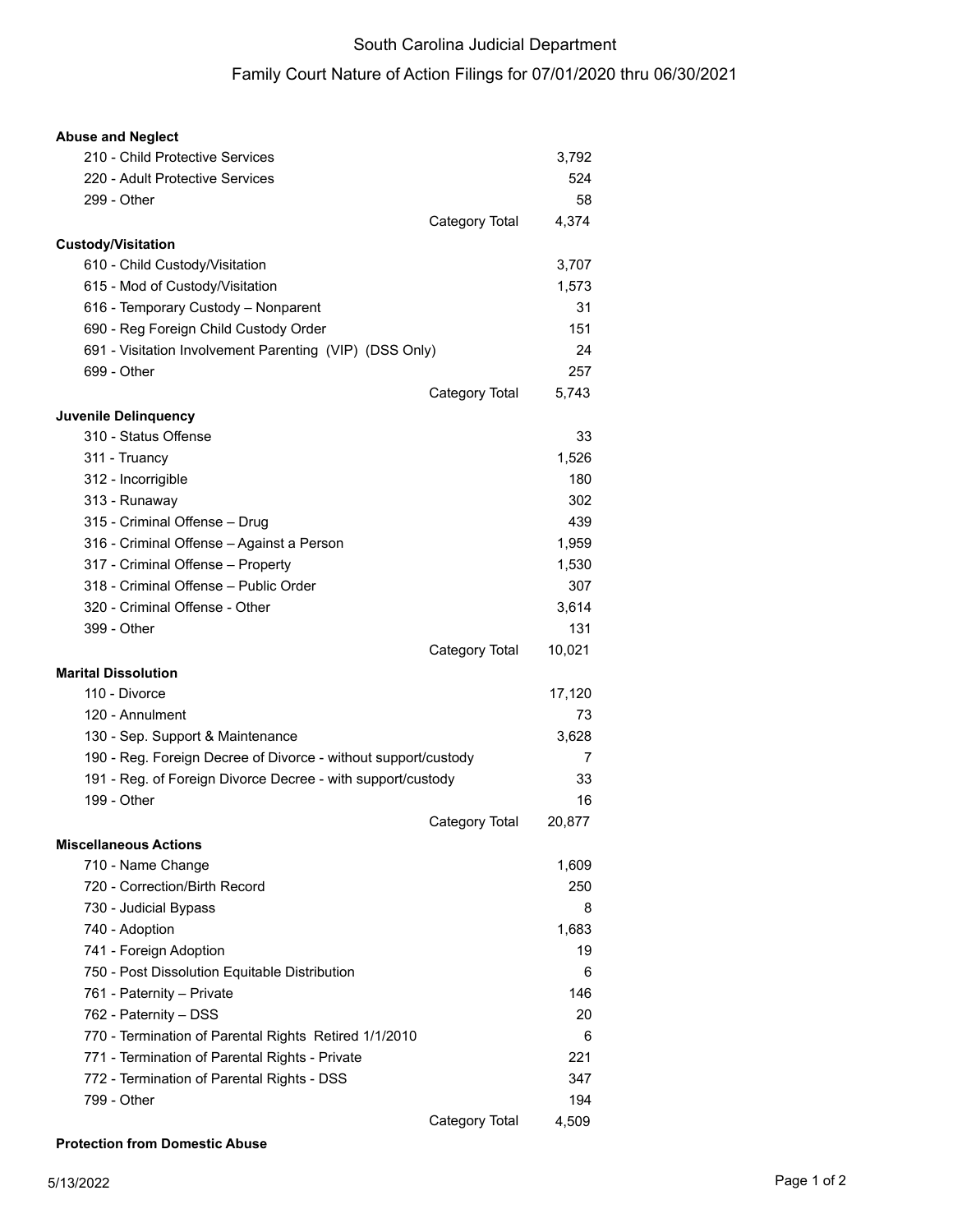# South Carolina Judicial Department

## Family Court Nature of Action Filings for 07/01/2020 thru 06/30/2021

| | |
|---|---|
| **Abuse and Neglect** | |
| 210 - Child Protective Services | 3,792 |
| 220 - Adult Protective Services | 524 |
| 299 - Other | 58 |
| Category Total | 4,374 |
| **Custody/Visitation** | |
| 610 - Child Custody/Visitation | 3,707 |
| 615 - Mod of Custody/Visitation | 1,573 |
| 616 - Temporary Custody – Nonparent | 31 |
| 690 - Reg Foreign Child Custody Order | 151 |
| 691 - Visitation Involvement Parenting (VIP) (DSS Only) | 24 |
| 699 - Other | 257 |
| Category Total | 5,743 |
| **Juvenile Delinquency** | |
| 310 - Status Offense | 33 |
| 311 - Truancy | 1,526 |
| 312 - Incorrigible | 180 |
| 313 - Runaway | 302 |
| 315 - Criminal Offense – Drug | 439 |
| 316 - Criminal Offense – Against a Person | 1,959 |
| 317 - Criminal Offense – Property | 1,530 |
| 318 - Criminal Offense – Public Order | 307 |
| 320 - Criminal Offense - Other | 3,614 |
| 399 - Other | 131 |
| Category Total | 10,021 |
| **Marital Dissolution** | |
| 110 - Divorce | 17,120 |
| 120 - Annulment | 73 |
| 130 - Sep. Support & Maintenance | 3,628 |
| 190 - Reg. Foreign Decree of Divorce - without support/custody | 7 |
| 191 - Reg. of Foreign Divorce Decree - with support/custody | 33 |
| 199 - Other | 16 |
| Category Total | 20,877 |
| **Miscellaneous Actions** | |
| 710 - Name Change | 1,609 |
| 720 - Correction/Birth Record | 250 |
| 730 - Judicial Bypass | 8 |
| 740 - Adoption | 1,683 |
| 741 - Foreign Adoption | 19 |
| 750 - Post Dissolution Equitable Distribution | 6 |
| 761 - Paternity – Private | 146 |
| 762 - Paternity – DSS | 20 |
| 770 - Termination of Parental Rights Retired 1/1/2010 | 6 |
| 771 - Termination of Parental Rights - Private | 221 |
| 772 - Termination of Parental Rights - DSS | 347 |
| 799 - Other | 194 |
| Category Total | 4,509 |

**Protection from Domestic Abuse**

5/13/2022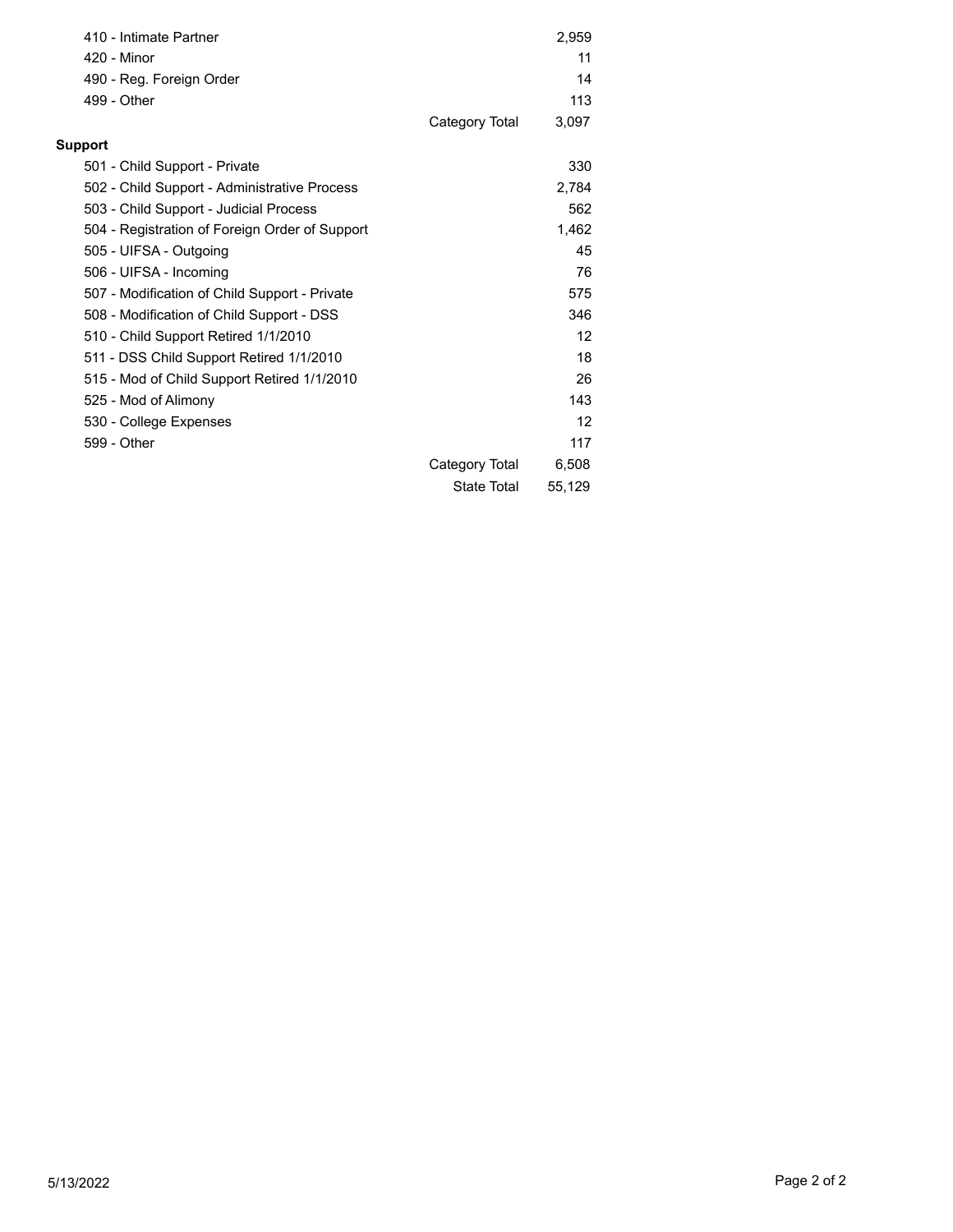| | | |
|---|---|---|
| 410 - Intimate Partner | | 2,959 |
| 420 - Minor | | 11 |
| 490 - Reg. Foreign Order | | 14 |
| 499 - Other | | 113 |
| | Category Total | 3,097 |

**Support**

| | | |
|---|---|---|
| 501 - Child Support - Private | | 330 |
| 502 - Child Support - Administrative Process | | 2,784 |
| 503 - Child Support - Judicial Process | | 562 |
| 504 - Registration of Foreign Order of Support | | 1,462 |
| 505 - UIFSA - Outgoing | | 45 |
| 506 - UIFSA - Incoming | | 76 |
| 507 - Modification of Child Support - Private | | 575 |
| 508 - Modification of Child Support - DSS | | 346 |
| 510 - Child Support Retired 1/1/2010 | | 12 |
| 511 - DSS Child Support Retired 1/1/2010 | | 18 |
| 515 - Mod of Child Support Retired 1/1/2010 | | 26 |
| 525 - Mod of Alimony | | 143 |
| 530 - College Expenses | | 12 |
| 599 - Other | | 117 |
| | Category Total | 6,508 |
| | State Total | 55,129 |

5/13/2022